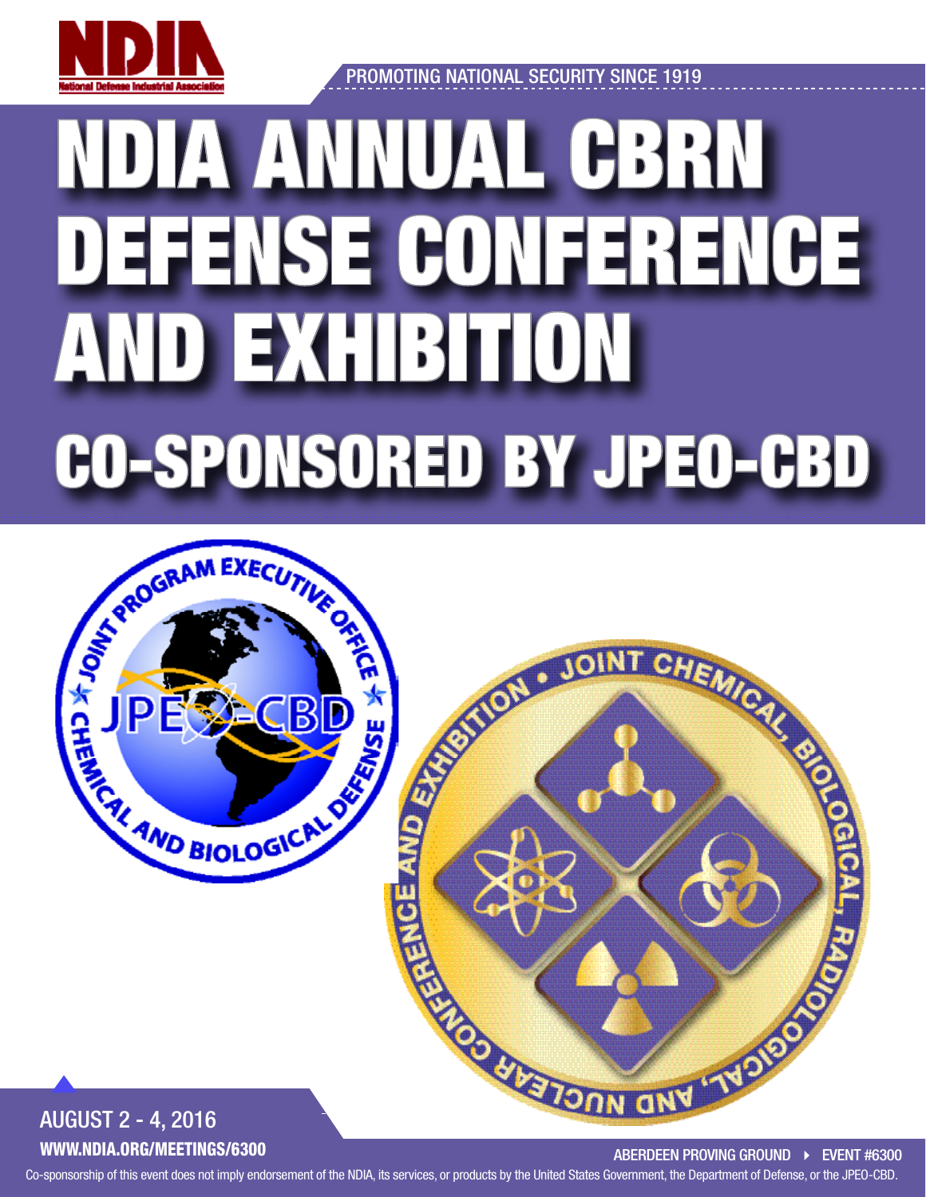NDIA
National Defense Industrial Association

PROMOTING NATIONAL SECURITY SINCE 1919

# NDIA ANNUAL CBRN DEFENSE CONFERENCE AND EXHIBITION

## CO-SPONSORED BY JPEO-CBD

AUGUST 2 - 4, 2016

**WWW.NDIA.ORG/MEETINGS/6300**

ABERDEEN PROVING GROUND ▸ EVENT #6300

Co-sponsorship of this event does not imply endorsement of the NDIA, its services, or products by the United States Government, the Department of Defense, or the JPEO-CBD.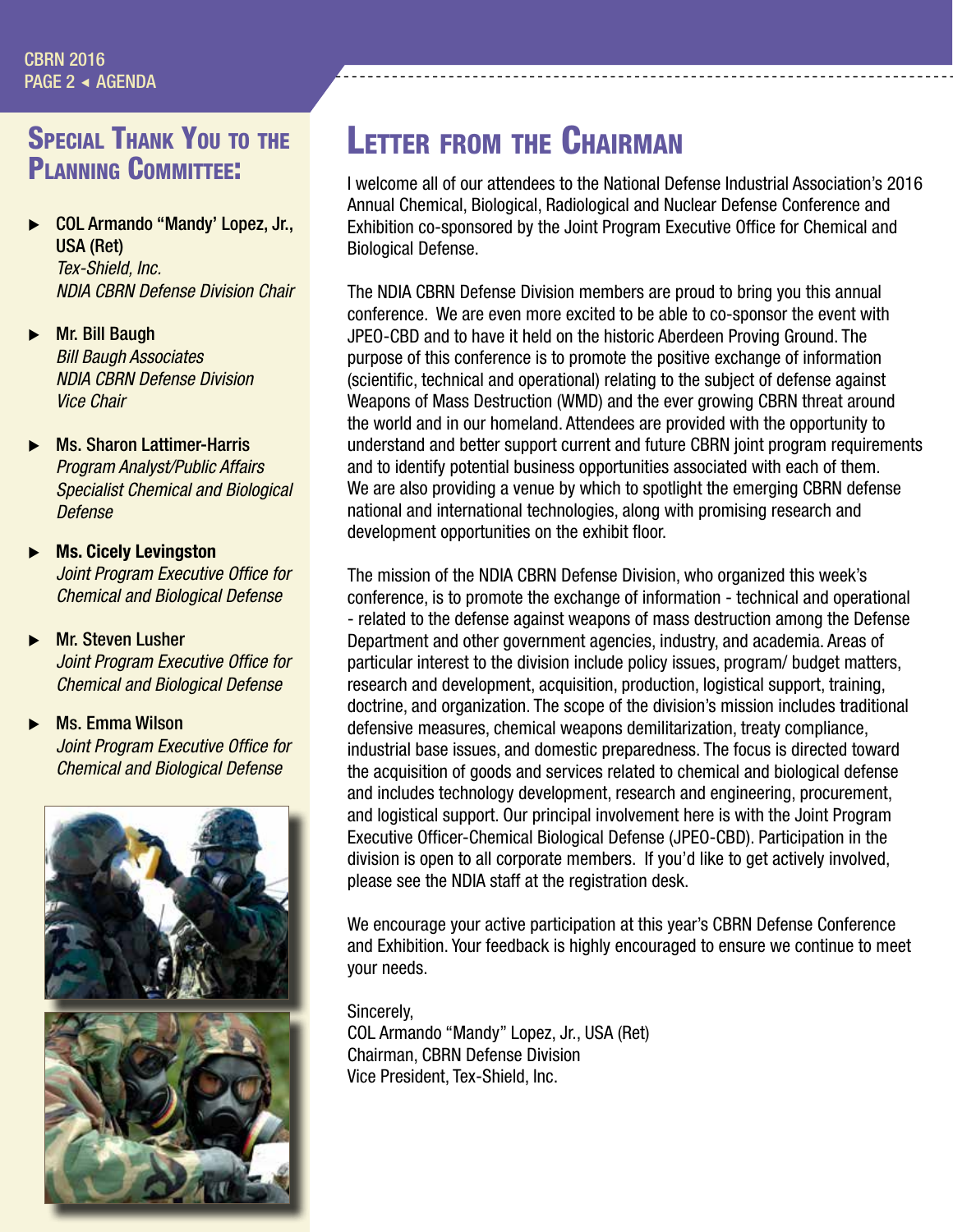## Special Thank You to the Planning Committee:

- **COL Armando "Mandy' Lopez, Jr., USA (Ret)**
  *Tex-Shield, Inc.*
  *NDIA CBRN Defense Division Chair*

- **Mr. Bill Baugh**
  *Bill Baugh Associates*
  *NDIA CBRN Defense Division Vice Chair*

- **Ms. Sharon Lattimer-Harris**
  *Program Analyst/Public Affairs Specialist Chemical and Biological Defense*

- **Ms. Cicely Levingston**
  *Joint Program Executive Office for Chemical and Biological Defense*

- **Mr. Steven Lusher**
  *Joint Program Executive Office for Chemical and Biological Defense*

- **Ms. Emma Wilson**
  *Joint Program Executive Office for Chemical and Biological Defense*

## Letter from the Chairman

I welcome all of our attendees to the National Defense Industrial Association's 2016 Annual Chemical, Biological, Radiological and Nuclear Defense Conference and Exhibition co-sponsored by the Joint Program Executive Office for Chemical and Biological Defense.

The NDIA CBRN Defense Division members are proud to bring you this annual conference. We are even more excited to be able to co-sponsor the event with JPEO-CBD and to have it held on the historic Aberdeen Proving Ground. The purpose of this conference is to promote the positive exchange of information (scientific, technical and operational) relating to the subject of defense against Weapons of Mass Destruction (WMD) and the ever growing CBRN threat around the world and in our homeland. Attendees are provided with the opportunity to understand and better support current and future CBRN joint program requirements and to identify potential business opportunities associated with each of them. We are also providing a venue by which to spotlight the emerging CBRN defense national and international technologies, along with promising research and development opportunities on the exhibit floor.

The mission of the NDIA CBRN Defense Division, who organized this week's conference, is to promote the exchange of information - technical and operational - related to the defense against weapons of mass destruction among the Defense Department and other government agencies, industry, and academia. Areas of particular interest to the division include policy issues, program/ budget matters, research and development, acquisition, production, logistical support, training, doctrine, and organization. The scope of the division's mission includes traditional defensive measures, chemical weapons demilitarization, treaty compliance, industrial base issues, and domestic preparedness. The focus is directed toward the acquisition of goods and services related to chemical and biological defense and includes technology development, research and engineering, procurement, and logistical support. Our principal involvement here is with the Joint Program Executive Officer-Chemical Biological Defense (JPEO-CBD). Participation in the division is open to all corporate members. If you'd like to get actively involved, please see the NDIA staff at the registration desk.

We encourage your active participation at this year's CBRN Defense Conference and Exhibition. Your feedback is highly encouraged to ensure we continue to meet your needs.

Sincerely,
COL Armando "Mandy" Lopez, Jr., USA (Ret)
Chairman, CBRN Defense Division
Vice President, Tex-Shield, Inc.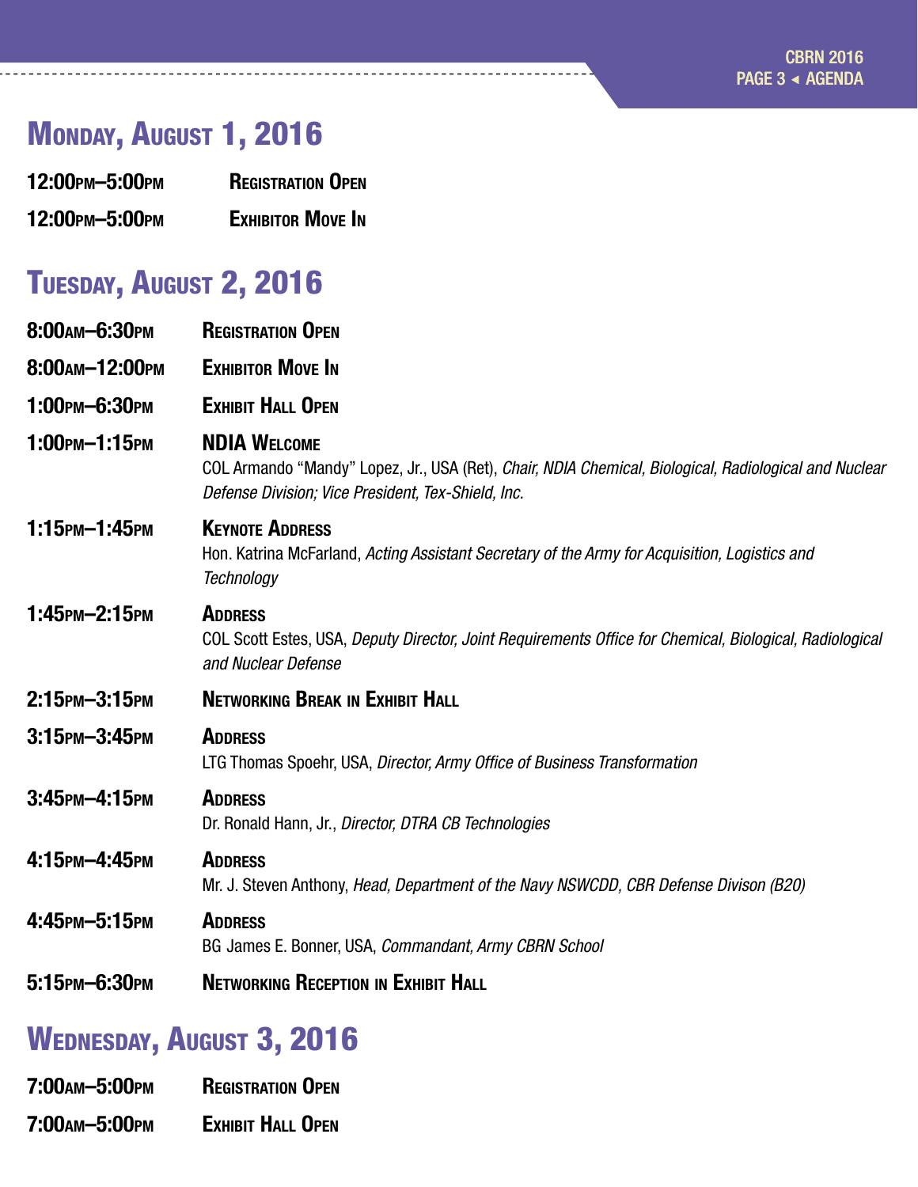## Monday, August 1, 2016

| | |
|---|---|
| **12:00pm–5:00pm** | **Registration Open** |
| **12:00pm–5:00pm** | **Exhibitor Move In** |

## Tuesday, August 2, 2016

**8:00am–6:30pm** **Registration Open**

**8:00am–12:00pm** **Exhibitor Move In**

**1:00pm–6:30pm** **Exhibit Hall Open**

**1:00pm–1:15pm** **NDIA Welcome**
COL Armando "Mandy" Lopez, Jr., USA (Ret), *Chair, NDIA Chemical, Biological, Radiological and Nuclear Defense Division; Vice President, Tex-Shield, Inc.*

**1:15pm–1:45pm** **Keynote Address**
Hon. Katrina McFarland, *Acting Assistant Secretary of the Army for Acquisition, Logistics and Technology*

**1:45pm–2:15pm** **Address**
COL Scott Estes, USA, *Deputy Director, Joint Requirements Office for Chemical, Biological, Radiological and Nuclear Defense*

**2:15pm–3:15pm** **Networking Break in Exhibit Hall**

**3:15pm–3:45pm** **Address**
LTG Thomas Spoehr, USA, *Director, Army Office of Business Transformation*

**3:45pm–4:15pm** **Address**
Dr. Ronald Hann, Jr., *Director, DTRA CB Technologies*

**4:15pm–4:45pm** **Address**
Mr. J. Steven Anthony, *Head, Department of the Navy NSWCDD, CBR Defense Divison (B20)*

**4:45pm–5:15pm** **Address**
BG James E. Bonner, USA, *Commandant, Army CBRN School*

**5:15pm–6:30pm** **Networking Reception in Exhibit Hall**

## Wednesday, August 3, 2016

**7:00am–5:00pm** **Registration Open**

**7:00am–5:00pm** **Exhibit Hall Open**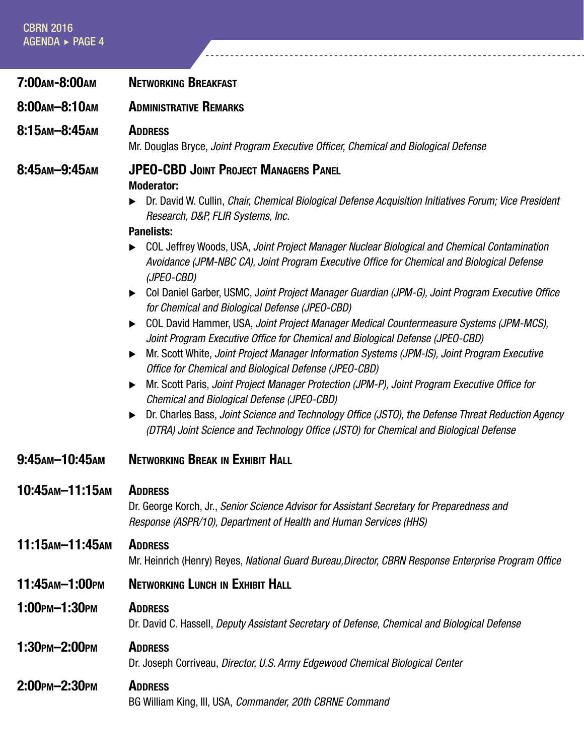**7:00AM-8:00AM** **NETWORKING BREAKFAST**

**8:00AM–8:10AM** **ADMINISTRATIVE REMARKS**

**8:15AM–8:45AM** **ADDRESS**

Mr. Douglas Bryce, *Joint Program Executive Officer, Chemical and Biological Defense*

**8:45AM–9:45AM** **JPEO-CBD JOINT PROJECT MANAGERS PANEL**

**Moderator:**

- Dr. David W. Cullin, *Chair, Chemical Biological Defense Acquisition Initiatives Forum; Vice President Research, D&P, FLIR Systems, Inc.*

**Panelists:**

- COL Jeffrey Woods, USA, *Joint Project Manager Nuclear Biological and Chemical Contamination Avoidance (JPM-NBC CA), Joint Program Executive Office for Chemical and Biological Defense (JPEO-CBD)*
- Col Daniel Garber, USMC, J*oint Project Manager Guardian (JPM-G), Joint Program Executive Office for Chemical and Biological Defense (JPEO-CBD)*
- COL David Hammer, USA, *Joint Project Manager Medical Countermeasure Systems (JPM-MCS), Joint Program Executive Office for Chemical and Biological Defense (JPEO-CBD)*
- Mr. Scott White, *Joint Project Manager Information Systems (JPM-IS), Joint Program Executive Office for Chemical and Biological Defense (JPEO-CBD)*
- Mr. Scott Paris, *Joint Project Manager Protection (JPM-P), Joint Program Executive Office for Chemical and Biological Defense (JPEO-CBD)*
- Dr. Charles Bass, *Joint Science and Technology Office (JSTO), the Defense Threat Reduction Agency (DTRA) Joint Science and Technology Office (JSTO) for Chemical and Biological Defense*

**9:45AM–10:45AM** **NETWORKING BREAK IN EXHIBIT HALL**

**10:45AM–11:15AM** **ADDRESS**

Dr. George Korch, Jr., *Senior Science Advisor for Assistant Secretary for Preparedness and Response (ASPR/10), Department of Health and Human Services (HHS)*

**11:15AM–11:45AM** **ADDRESS**

Mr. Heinrich (Henry) Reyes, *National Guard Bureau,Director, CBRN Response Enterprise Program Office*

**11:45AM–1:00PM** **NETWORKING LUNCH IN EXHIBIT HALL**

**1:00PM–1:30PM** **ADDRESS**

Dr. David C. Hassell, *Deputy Assistant Secretary of Defense, Chemical and Biological Defense*

**1:30PM–2:00PM** **ADDRESS**

Dr. Joseph Corriveau, *Director, U.S. Army Edgewood Chemical Biological Center*

**2:00PM–2:30PM** **ADDRESS**

BG William King, III, USA, *Commander, 20th CBRNE Command*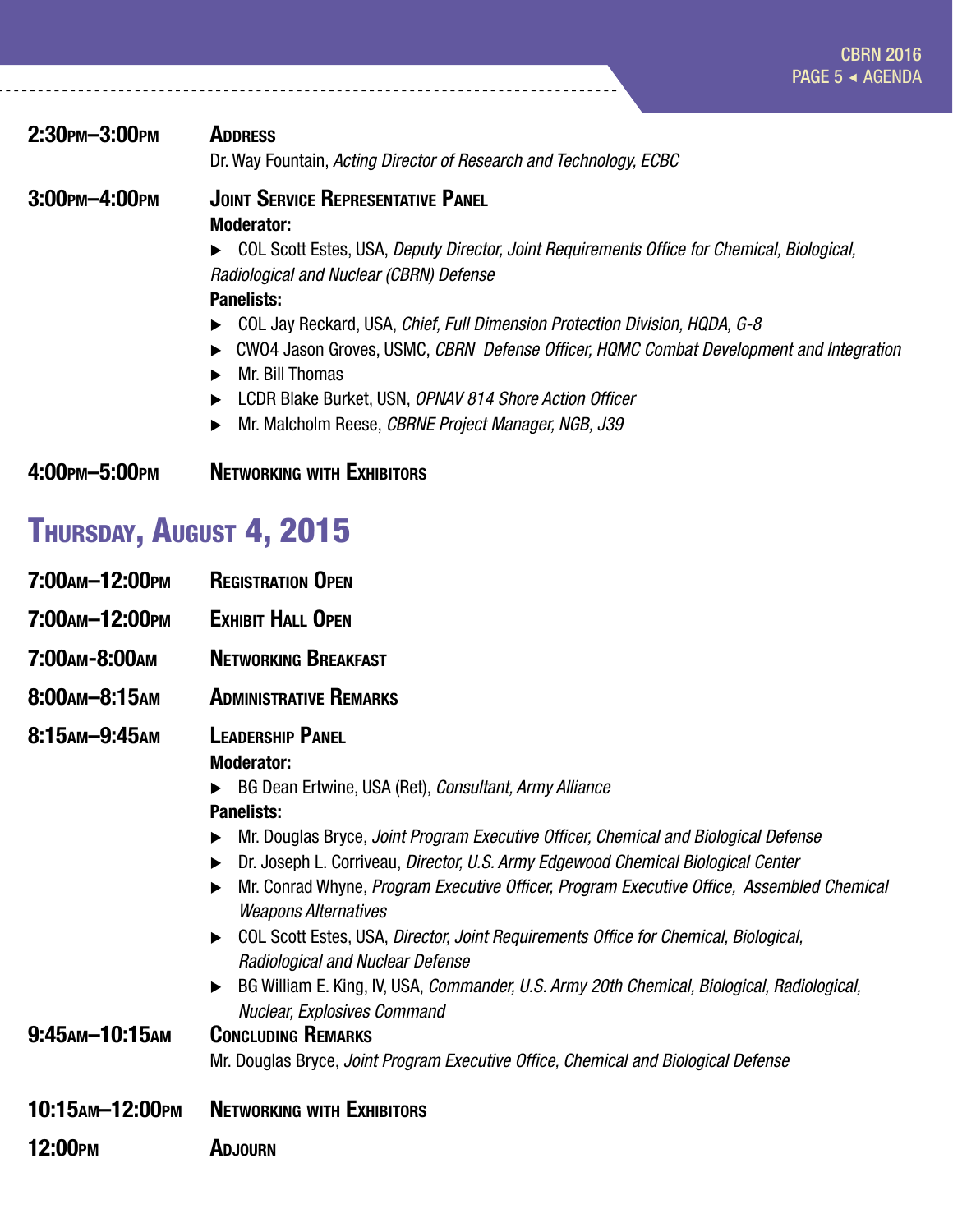**2:30PM–3:00PM** **ADDRESS**

Dr. Way Fountain, *Acting Director of Research and Technology, ECBC*

**3:00PM–4:00PM** **JOINT SERVICE REPRESENTATIVE PANEL**

**Moderator:**

- COL Scott Estes, USA, *Deputy Director, Joint Requirements Office for Chemical, Biological, Radiological and Nuclear (CBRN) Defense*

**Panelists:**

- COL Jay Reckard, USA, *Chief, Full Dimension Protection Division, HQDA, G-8*
- CWO4 Jason Groves, USMC, *CBRN Defense Officer, HQMC Combat Development and Integration*
- Mr. Bill Thomas
- LCDR Blake Burket, USN, *OPNAV 814 Shore Action Officer*
- Mr. Malcholm Reese, *CBRNE Project Manager, NGB, J39*

**4:00PM–5:00PM** **NETWORKING WITH EXHIBITORS**

## THURSDAY, AUGUST 4, 2015

**7:00AM–12:00PM** **REGISTRATION OPEN**

**7:00AM–12:00PM** **EXHIBIT HALL OPEN**

**7:00AM-8:00AM** **NETWORKING BREAKFAST**

**8:00AM–8:15AM** **ADMINISTRATIVE REMARKS**

**8:15AM–9:45AM** **LEADERSHIP PANEL**

**Moderator:**

- BG Dean Ertwine, USA (Ret), *Consultant, Army Alliance*

**Panelists:**

- Mr. Douglas Bryce, *Joint Program Executive Officer, Chemical and Biological Defense*
- Dr. Joseph L. Corriveau, *Director, U.S. Army Edgewood Chemical Biological Center*
- Mr. Conrad Whyne, *Program Executive Officer, Program Executive Office, Assembled Chemical Weapons Alternatives*
- COL Scott Estes, USA, *Director, Joint Requirements Office for Chemical, Biological, Radiological and Nuclear Defense*
- BG William E. King, IV, USA, *Commander, U.S. Army 20th Chemical, Biological, Radiological, Nuclear, Explosives Command*

**9:45AM–10:15AM** **CONCLUDING REMARKS**

Mr. Douglas Bryce, *Joint Program Executive Office, Chemical and Biological Defense*

**10:15AM–12:00PM** **NETWORKING WITH EXHIBITORS**

**12:00PM** **ADJOURN**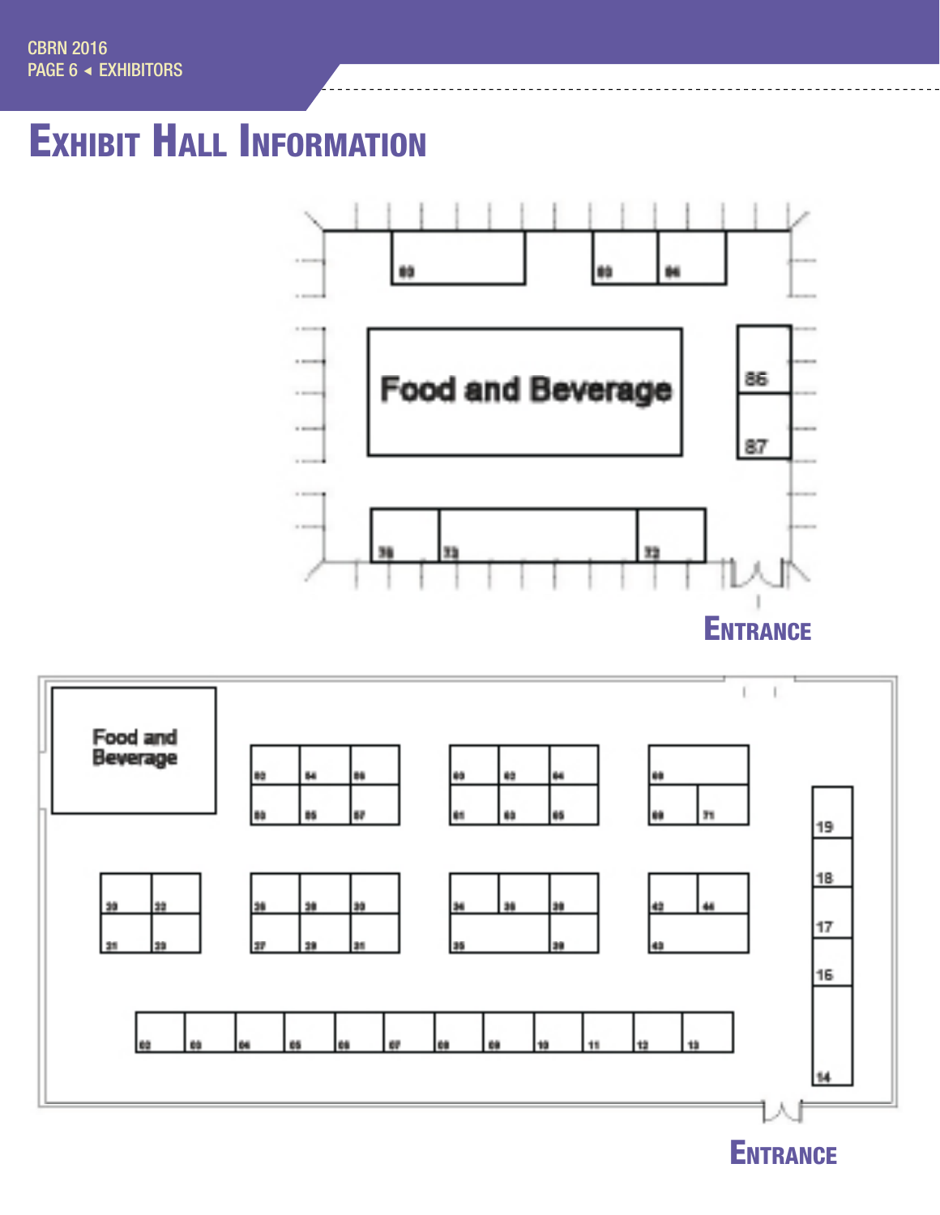# Exhibit Hall Information

Food and Beverage

86

87

Entrance

Food and Beverage

19

18

17

16

14

Entrance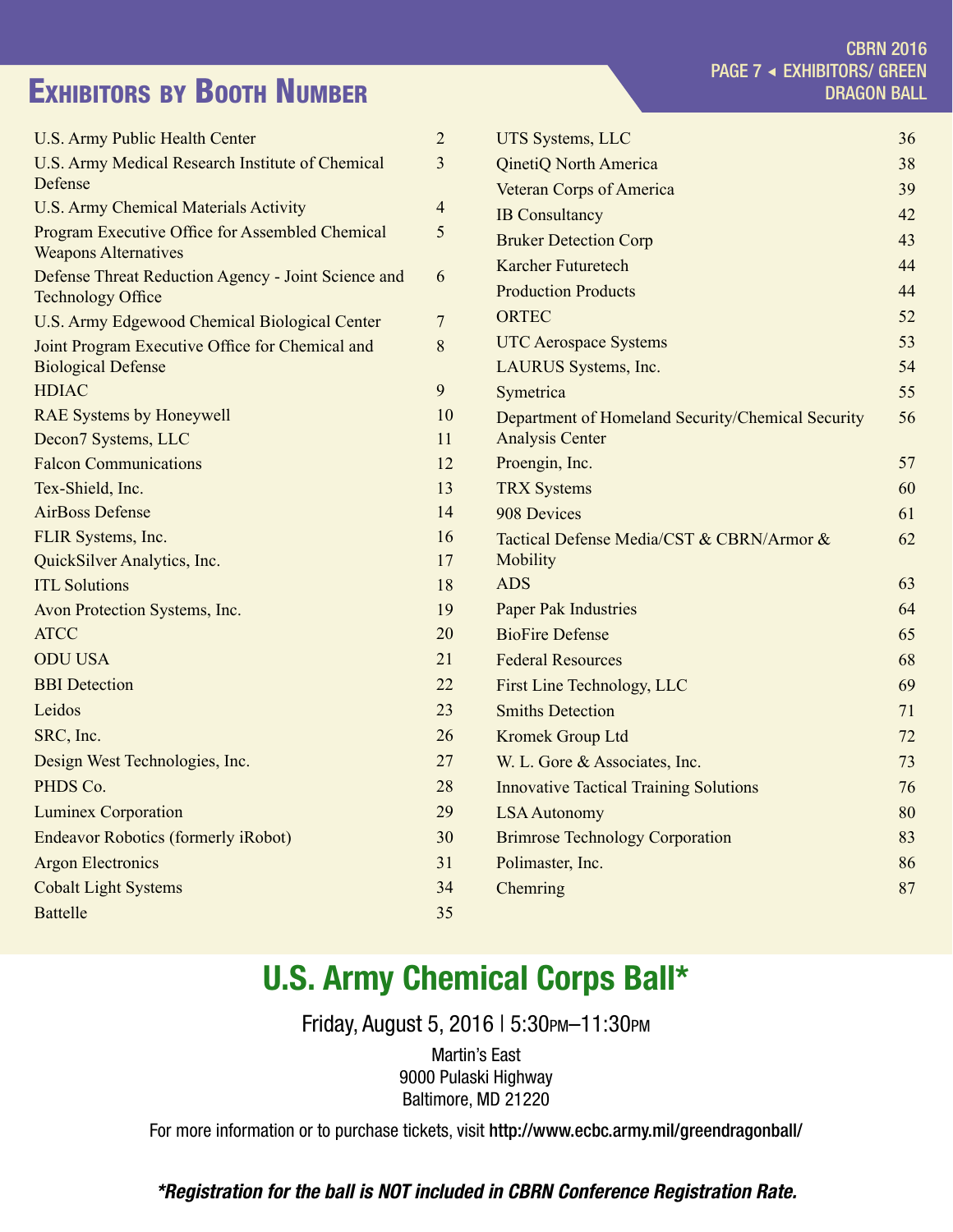# Exhibitors by Booth Number

| Exhibitor | Booth |
|---|---|
| U.S. Army Public Health Center | 2 |
| U.S. Army Medical Research Institute of Chemical Defense | 3 |
| U.S. Army Chemical Materials Activity | 4 |
| Program Executive Office for Assembled Chemical Weapons Alternatives | 5 |
| Defense Threat Reduction Agency - Joint Science and Technology Office | 6 |
| U.S. Army Edgewood Chemical Biological Center | 7 |
| Joint Program Executive Office for Chemical and Biological Defense | 8 |
| HDIAC | 9 |
| RAE Systems by Honeywell | 10 |
| Decon7 Systems, LLC | 11 |
| Falcon Communications | 12 |
| Tex-Shield, Inc. | 13 |
| AirBoss Defense | 14 |
| FLIR Systems, Inc. | 16 |
| QuickSilver Analytics, Inc. | 17 |
| ITL Solutions | 18 |
| Avon Protection Systems, Inc. | 19 |
| ATCC | 20 |
| ODU USA | 21 |
| BBI Detection | 22 |
| Leidos | 23 |
| SRC, Inc. | 26 |
| Design West Technologies, Inc. | 27 |
| PHDS Co. | 28 |
| Luminex Corporation | 29 |
| Endeavor Robotics (formerly iRobot) | 30 |
| Argon Electronics | 31 |
| Cobalt Light Systems | 34 |
| Battelle | 35 |
| UTS Systems, LLC | 36 |
| QinetiQ North America | 38 |
| Veteran Corps of America | 39 |
| IB Consultancy | 42 |
| Bruker Detection Corp | 43 |
| Karcher Futuretech | 44 |
| Production Products | 44 |
| ORTEC | 52 |
| UTC Aerospace Systems | 53 |
| LAURUS Systems, Inc. | 54 |
| Symetrica | 55 |
| Department of Homeland Security/Chemical Security Analysis Center | 56 |
| Proengin, Inc. | 57 |
| TRX Systems | 60 |
| 908 Devices | 61 |
| Tactical Defense Media/CST & CBRN/Armor & Mobility | 62 |
| ADS | 63 |
| Paper Pak Industries | 64 |
| BioFire Defense | 65 |
| Federal Resources | 68 |
| First Line Technology, LLC | 69 |
| Smiths Detection | 71 |
| Kromek Group Ltd | 72 |
| W. L. Gore & Associates, Inc. | 73 |
| Innovative Tactical Training Solutions | 76 |
| LSA Autonomy | 80 |
| Brimrose Technology Corporation | 83 |
| Polimaster, Inc. | 86 |
| Chemring | 87 |

## U.S. Army Chemical Corps Ball*

Friday, August 5, 2016 | 5:30PM–11:30PM

Martin's East
9000 Pulaski Highway
Baltimore, MD 21220

For more information or to purchase tickets, visit **http://www.ecbc.army.mil/greendragonball/**

***Registration for the ball is NOT included in CBRN Conference Registration Rate.***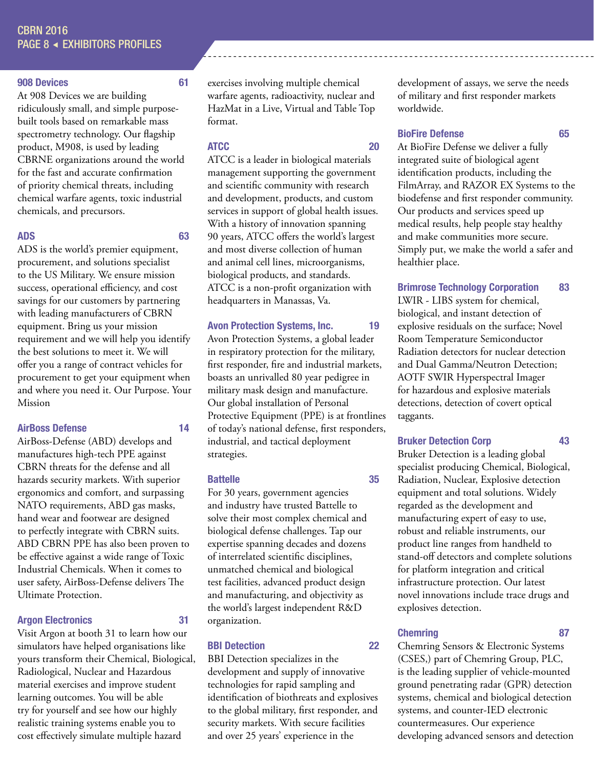### 908 Devices 61

At 908 Devices we are building ridiculously small, and simple purpose-built tools based on remarkable mass spectrometry technology. Our flagship product, M908, is used by leading CBRNE organizations around the world for the fast and accurate confirmation of priority chemical threats, including chemical warfare agents, toxic industrial chemicals, and precursors.

### ADS 63

ADS is the world's premier equipment, procurement, and solutions specialist to the US Military. We ensure mission success, operational efficiency, and cost savings for our customers by partnering with leading manufacturers of CBRN equipment. Bring us your mission requirement and we will help you identify the best solutions to meet it. We will offer you a range of contract vehicles for procurement to get your equipment when and where you need it. Our Purpose. Your Mission

### AirBoss Defense 14

AirBoss-Defense (ABD) develops and manufactures high-tech PPE against CBRN threats for the defense and all hazards security markets. With superior ergonomics and comfort, and surpassing NATO requirements, ABD gas masks, hand wear and footwear are designed to perfectly integrate with CBRN suits. ABD CBRN PPE has also been proven to be effective against a wide range of Toxic Industrial Chemicals. When it comes to user safety, AirBoss-Defense delivers The Ultimate Protection.

### Argon Electronics 31

Visit Argon at booth 31 to learn how our simulators have helped organisations like yours transform their Chemical, Biological, Radiological, Nuclear and Hazardous material exercises and improve student learning outcomes. You will be able try for yourself and see how our highly realistic training systems enable you to cost effectively simulate multiple hazard exercises involving multiple chemical warfare agents, radioactivity, nuclear and HazMat in a Live, Virtual and Table Top format.

### ATCC 20

ATCC is a leader in biological materials management supporting the government and scientific community with research and development, products, and custom services in support of global health issues. With a history of innovation spanning 90 years, ATCC offers the world's largest and most diverse collection of human and animal cell lines, microorganisms, biological products, and standards. ATCC is a non-profit organization with headquarters in Manassas, Va.

### Avon Protection Systems, Inc. 19

Avon Protection Systems, a global leader in respiratory protection for the military, first responder, fire and industrial markets, boasts an unrivalled 80 year pedigree in military mask design and manufacture. Our global installation of Personal Protective Equipment (PPE) is at frontlines of today's national defense, first responders, industrial, and tactical deployment strategies.

### Battelle 35

For 30 years, government agencies and industry have trusted Battelle to solve their most complex chemical and biological defense challenges. Tap our expertise spanning decades and dozens of interrelated scientific disciplines, unmatched chemical and biological test facilities, advanced product design and manufacturing, and objectivity as the world's largest independent R&D organization.

### BBI Detection 22

BBI Detection specializes in the development and supply of innovative technologies for rapid sampling and identification of biothreats and explosives to the global military, first responder, and security markets. With secure facilities and over 25 years' experience in the development of assays, we serve the needs of military and first responder markets worldwide.

### BioFire Defense 65

At BioFire Defense we deliver a fully integrated suite of biological agent identification products, including the FilmArray, and RAZOR EX Systems to the biodefense and first responder community. Our products and services speed up medical results, help people stay healthy and make communities more secure. Simply put, we make the world a safer and healthier place.

### Brimrose Technology Corporation 83

LWIR - LIBS system for chemical, biological, and instant detection of explosive residuals on the surface; Novel Room Temperature Semiconductor Radiation detectors for nuclear detection and Dual Gamma/Neutron Detection; AOTF SWIR Hyperspectral Imager for hazardous and explosive materials detections, detection of covert optical taggants.

### Bruker Detection Corp 43

Bruker Detection is a leading global specialist producing Chemical, Biological, Radiation, Nuclear, Explosive detection equipment and total solutions. Widely regarded as the development and manufacturing expert of easy to use, robust and reliable instruments, our product line ranges from handheld to stand-off detectors and complete solutions for platform integration and critical infrastructure protection. Our latest novel innovations include trace drugs and explosives detection.

### Chemring 87

Chemring Sensors & Electronic Systems (CSES,) part of Chemring Group, PLC, is the leading supplier of vehicle-mounted ground penetrating radar (GPR) detection systems, chemical and biological detection systems, and counter-IED electronic countermeasures. Our experience developing advanced sensors and detection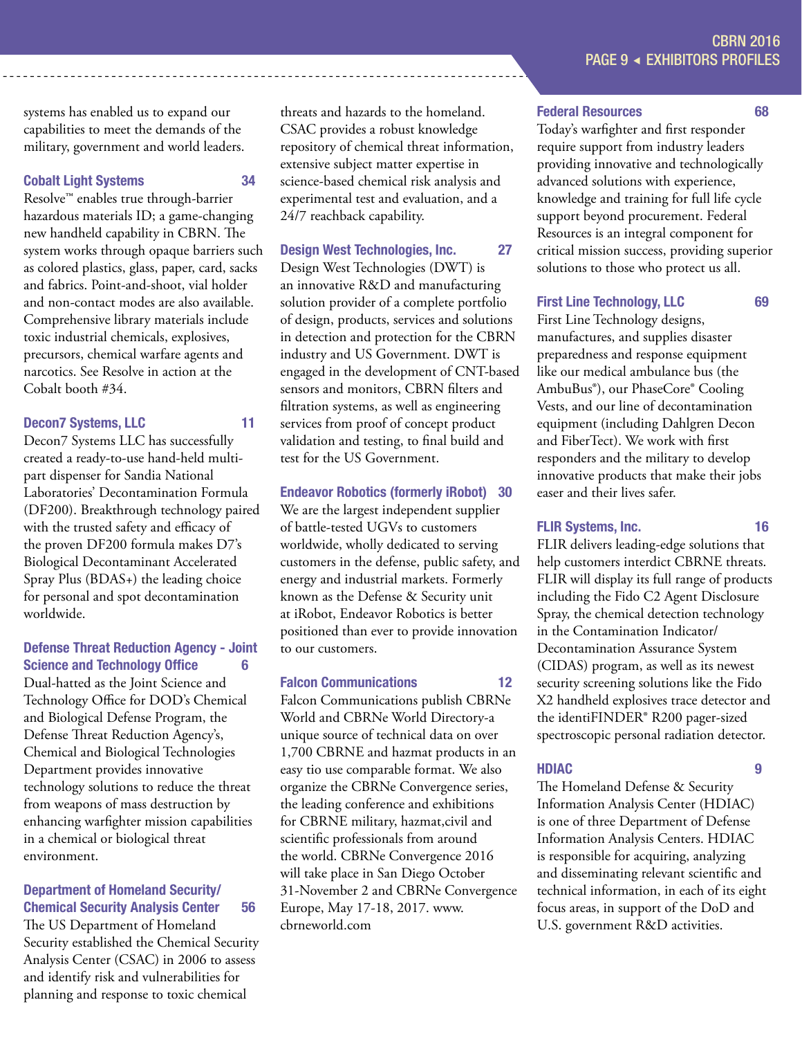systems has enabled us to expand our capabilities to meet the demands of the military, government and world leaders.

### Cobalt Light Systems 34

Resolve™ enables true through-barrier hazardous materials ID; a game-changing new handheld capability in CBRN. The system works through opaque barriers such as colored plastics, glass, paper, card, sacks and fabrics. Point-and-shoot, vial holder and non-contact modes are also available. Comprehensive library materials include toxic industrial chemicals, explosives, precursors, chemical warfare agents and narcotics. See Resolve in action at the Cobalt booth #34.

### Decon7 Systems, LLC 11

Decon7 Systems LLC has successfully created a ready-to-use hand-held multi-part dispenser for Sandia National Laboratories' Decontamination Formula (DF200). Breakthrough technology paired with the trusted safety and efficacy of the proven DF200 formula makes D7's Biological Decontaminant Accelerated Spray Plus (BDAS+) the leading choice for personal and spot decontamination worldwide.

### Defense Threat Reduction Agency - Joint Science and Technology Office 6

Dual-hatted as the Joint Science and Technology Office for DOD's Chemical and Biological Defense Program, the Defense Threat Reduction Agency's, Chemical and Biological Technologies Department provides innovative technology solutions to reduce the threat from weapons of mass destruction by enhancing warfighter mission capabilities in a chemical or biological threat environment.

### Department of Homeland Security/ Chemical Security Analysis Center 56

The US Department of Homeland Security established the Chemical Security Analysis Center (CSAC) in 2006 to assess and identify risk and vulnerabilities for planning and response to toxic chemical threats and hazards to the homeland. CSAC provides a robust knowledge repository of chemical threat information, extensive subject matter expertise in science-based chemical risk analysis and experimental test and evaluation, and a 24/7 reachback capability.

### Design West Technologies, Inc. 27

Design West Technologies (DWT) is an innovative R&D and manufacturing solution provider of a complete portfolio of design, products, services and solutions in detection and protection for the CBRN industry and US Government. DWT is engaged in the development of CNT-based sensors and monitors, CBRN filters and filtration systems, as well as engineering services from proof of concept product validation and testing, to final build and test for the US Government.

### Endeavor Robotics (formerly iRobot) 30

We are the largest independent supplier of battle-tested UGVs to customers worldwide, wholly dedicated to serving customers in the defense, public safety, and energy and industrial markets. Formerly known as the Defense & Security unit at iRobot, Endeavor Robotics is better positioned than ever to provide innovation to our customers.

### Falcon Communications 12

Falcon Communications publish CBRNe World and CBRNe World Directory-a unique source of technical data on over 1,700 CBRNE and hazmat products in an easy tio use comparable format. We also organize the CBRNe Convergence series, the leading conference and exhibitions for CBRNE military, hazmat,civil and scientific professionals from around the world. CBRNe Convergence 2016 will take place in San Diego October 31-November 2 and CBRNe Convergence Europe, May 17-18, 2017. www. cbrneworld.com

### Federal Resources 68

Today's warfighter and first responder require support from industry leaders providing innovative and technologically advanced solutions with experience, knowledge and training for full life cycle support beyond procurement. Federal Resources is an integral component for critical mission success, providing superior solutions to those who protect us all.

### First Line Technology, LLC 69

First Line Technology designs, manufactures, and supplies disaster preparedness and response equipment like our medical ambulance bus (the AmbuBus®), our PhaseCore® Cooling Vests, and our line of decontamination equipment (including Dahlgren Decon and FiberTect). We work with first responders and the military to develop innovative products that make their jobs easer and their lives safer.

### FLIR Systems, Inc. 16

FLIR delivers leading-edge solutions that help customers interdict CBRNE threats. FLIR will display its full range of products including the Fido C2 Agent Disclosure Spray, the chemical detection technology in the Contamination Indicator/ Decontamination Assurance System (CIDAS) program, as well as its newest security screening solutions like the Fido X2 handheld explosives trace detector and the identiFINDER® R200 pager-sized spectroscopic personal radiation detector.

### HDIAC 9

The Homeland Defense & Security Information Analysis Center (HDIAC) is one of three Department of Defense Information Analysis Centers. HDIAC is responsible for acquiring, analyzing and disseminating relevant scientific and technical information, in each of its eight focus areas, in support of the DoD and U.S. government R&D activities.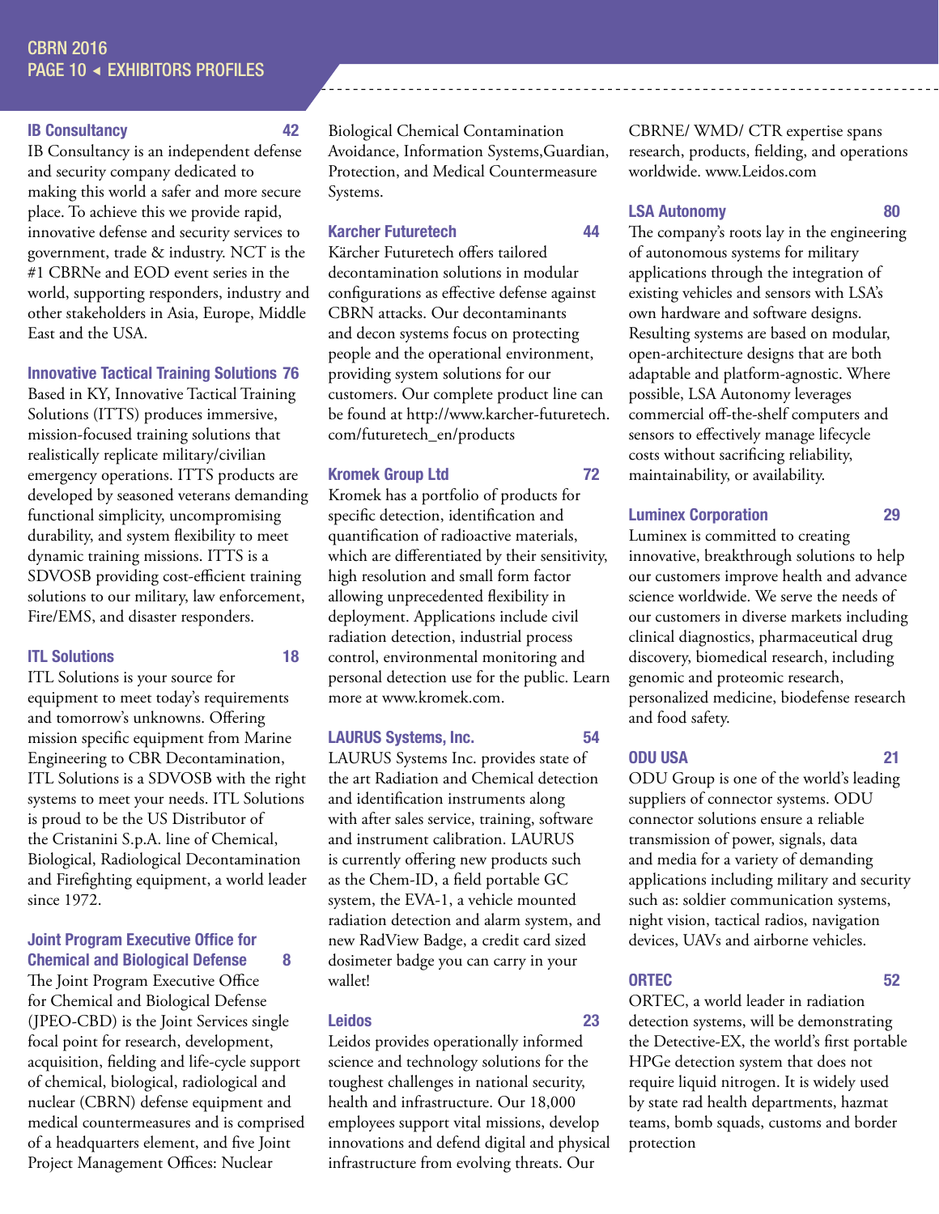## IB Consultancy 42

IB Consultancy is an independent defense and security company dedicated to making this world a safer and more secure place. To achieve this we provide rapid, innovative defense and security services to government, trade & industry. NCT is the #1 CBRNe and EOD event series in the world, supporting responders, industry and other stakeholders in Asia, Europe, Middle East and the USA.

## Innovative Tactical Training Solutions 76

Based in KY, Innovative Tactical Training Solutions (ITTS) produces immersive, mission-focused training solutions that realistically replicate military/civilian emergency operations. ITTS products are developed by seasoned veterans demanding functional simplicity, uncompromising durability, and system flexibility to meet dynamic training missions. ITTS is a SDVOSB providing cost-efficient training solutions to our military, law enforcement, Fire/EMS, and disaster responders.

## ITL Solutions 18

ITL Solutions is your source for equipment to meet today's requirements and tomorrow's unknowns. Offering mission specific equipment from Marine Engineering to CBR Decontamination, ITL Solutions is a SDVOSB with the right systems to meet your needs. ITL Solutions is proud to be the US Distributor of the Cristanini S.p.A. line of Chemical, Biological, Radiological Decontamination and Firefighting equipment, a world leader since 1972.

## Joint Program Executive Office for Chemical and Biological Defense 8

The Joint Program Executive Office for Chemical and Biological Defense (JPEO-CBD) is the Joint Services single focal point for research, development, acquisition, fielding and life-cycle support of chemical, biological, radiological and nuclear (CBRN) defense equipment and medical countermeasures and is comprised of a headquarters element, and five Joint Project Management Offices: Nuclear Biological Chemical Contamination Avoidance, Information Systems,Guardian, Protection, and Medical Countermeasure Systems.

## Karcher Futuretech 44

Kärcher Futuretech offers tailored decontamination solutions in modular configurations as effective defense against CBRN attacks. Our decontaminants and decon systems focus on protecting people and the operational environment, providing system solutions for our customers. Our complete product line can be found at http://www.karcher-futuretech.com/futuretech_en/products

## Kromek Group Ltd 72

Kromek has a portfolio of products for specific detection, identification and quantification of radioactive materials, which are differentiated by their sensitivity, high resolution and small form factor allowing unprecedented flexibility in deployment. Applications include civil radiation detection, industrial process control, environmental monitoring and personal detection use for the public. Learn more at www.kromek.com.

## LAURUS Systems, Inc. 54

LAURUS Systems Inc. provides state of the art Radiation and Chemical detection and identification instruments along with after sales service, training, software and instrument calibration. LAURUS is currently offering new products such as the Chem-ID, a field portable GC system, the EVA-1, a vehicle mounted radiation detection and alarm system, and new RadView Badge, a credit card sized dosimeter badge you can carry in your wallet!

## Leidos 23

Leidos provides operationally informed science and technology solutions for the toughest challenges in national security, health and infrastructure. Our 18,000 employees support vital missions, develop innovations and defend digital and physical infrastructure from evolving threats. Our CBRNE/ WMD/ CTR expertise spans research, products, fielding, and operations worldwide. www.Leidos.com

## LSA Autonomy 80

The company's roots lay in the engineering of autonomous systems for military applications through the integration of existing vehicles and sensors with LSA's own hardware and software designs. Resulting systems are based on modular, open-architecture designs that are both adaptable and platform-agnostic. Where possible, LSA Autonomy leverages commercial off-the-shelf computers and sensors to effectively manage lifecycle costs without sacrificing reliability, maintainability, or availability.

## Luminex Corporation 29

Luminex is committed to creating innovative, breakthrough solutions to help our customers improve health and advance science worldwide. We serve the needs of our customers in diverse markets including clinical diagnostics, pharmaceutical drug discovery, biomedical research, including genomic and proteomic research, personalized medicine, biodefense research and food safety.

## ODU USA 21

ODU Group is one of the world's leading suppliers of connector systems. ODU connector solutions ensure a reliable transmission of power, signals, data and media for a variety of demanding applications including military and security such as: soldier communication systems, night vision, tactical radios, navigation devices, UAVs and airborne vehicles.

## ORTEC 52

ORTEC, a world leader in radiation detection systems, will be demonstrating the Detective-EX, the world's first portable HPGe detection system that does not require liquid nitrogen. It is widely used by state rad health departments, hazmat teams, bomb squads, customs and border protection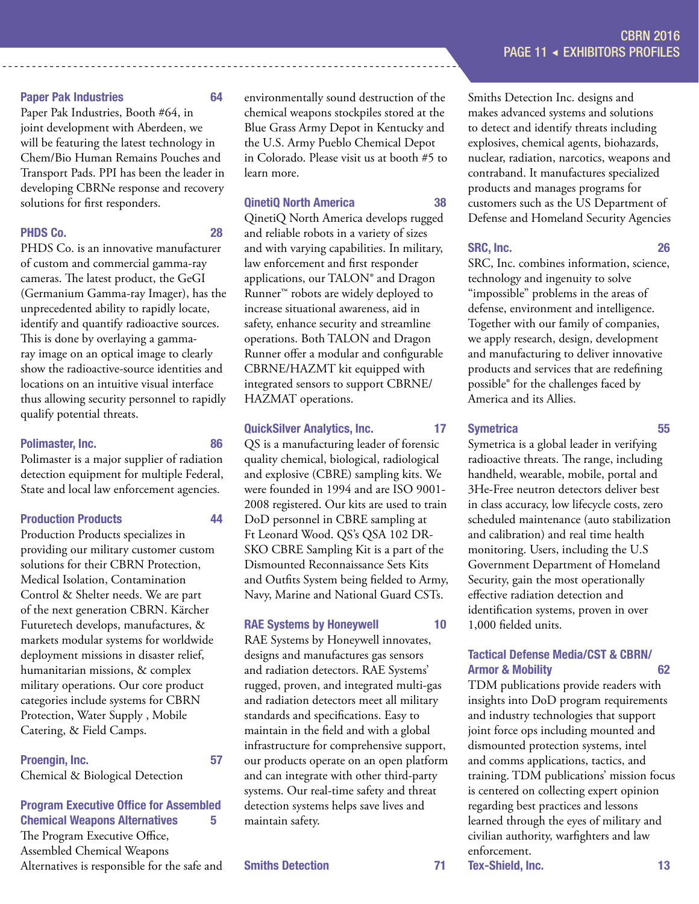### Paper Pak Industries 64

Paper Pak Industries, Booth #64, in joint development with Aberdeen, we will be featuring the latest technology in Chem/Bio Human Remains Pouches and Transport Pads. PPI has been the leader in developing CBRNe response and recovery solutions for first responders.

### PHDS Co. 28

PHDS Co. is an innovative manufacturer of custom and commercial gamma-ray cameras. The latest product, the GeGI (Germanium Gamma-ray Imager), has the unprecedented ability to rapidly locate, identify and quantify radioactive sources. This is done by overlaying a gamma-ray image on an optical image to clearly show the radioactive-source identities and locations on an intuitive visual interface thus allowing security personnel to rapidly qualify potential threats.

### Polimaster, Inc. 86

Polimaster is a major supplier of radiation detection equipment for multiple Federal, State and local law enforcement agencies.

### Production Products 44

Production Products specializes in providing our military customer custom solutions for their CBRN Protection, Medical Isolation, Contamination Control & Shelter needs. We are part of the next generation CBRN. Kärcher Futuretech develops, manufactures, & markets modular systems for worldwide deployment missions in disaster relief, humanitarian missions, & complex military operations. Our core product categories include systems for CBRN Protection, Water Supply , Mobile Catering, & Field Camps.

### Proengin, Inc. 57

Chemical & Biological Detection

### Program Executive Office for Assembled Chemical Weapons Alternatives 5

The Program Executive Office, Assembled Chemical Weapons Alternatives is responsible for the safe and environmentally sound destruction of the chemical weapons stockpiles stored at the Blue Grass Army Depot in Kentucky and the U.S. Army Pueblo Chemical Depot in Colorado. Please visit us at booth #5 to learn more.

### QinetiQ North America 38

QinetiQ North America develops rugged and reliable robots in a variety of sizes and with varying capabilities. In military, law enforcement and first responder applications, our TALON® and Dragon Runner™ robots are widely deployed to increase situational awareness, aid in safety, enhance security and streamline operations. Both TALON and Dragon Runner offer a modular and configurable CBRNE/HAZMT kit equipped with integrated sensors to support CBRNE/HAZMAT operations.

### QuickSilver Analytics, Inc. 17

QS is a manufacturing leader of forensic quality chemical, biological, radiological and explosive (CBRE) sampling kits. We were founded in 1994 and are ISO 9001-2008 registered. Our kits are used to train DoD personnel in CBRE sampling at Ft Leonard Wood. QS's QSA 102 DR-SKO CBRE Sampling Kit is a part of the Dismounted Reconnaissance Sets Kits and Outfits System being fielded to Army, Navy, Marine and National Guard CSTs.

### RAE Systems by Honeywell 10

RAE Systems by Honeywell innovates, designs and manufactures gas sensors and radiation detectors. RAE Systems' rugged, proven, and integrated multi-gas and radiation detectors meet all military standards and specifications. Easy to maintain in the field and with a global infrastructure for comprehensive support, our products operate on an open platform and can integrate with other third-party systems. Our real-time safety and threat detection systems helps save lives and maintain safety.

### Smiths Detection 71

Smiths Detection Inc. designs and makes advanced systems and solutions to detect and identify threats including explosives, chemical agents, biohazards, nuclear, radiation, narcotics, weapons and contraband. It manufactures specialized products and manages programs for customers such as the US Department of Defense and Homeland Security Agencies

### SRC, Inc. 26

SRC, Inc. combines information, science, technology and ingenuity to solve "impossible" problems in the areas of defense, environment and intelligence. Together with our family of companies, we apply research, design, development and manufacturing to deliver innovative products and services that are redefining possible® for the challenges faced by America and its Allies.

### Symetrica 55

Symetrica is a global leader in verifying radioactive threats. The range, including handheld, wearable, mobile, portal and 3He-Free neutron detectors deliver best in class accuracy, low lifecycle costs, zero scheduled maintenance (auto stabilization and calibration) and real time health monitoring. Users, including the U.S Government Department of Homeland Security, gain the most operationally effective radiation detection and identification systems, proven in over 1,000 fielded units.

### Tactical Defense Media/CST & CBRN/ Armor & Mobility 62

TDM publications provide readers with insights into DoD program requirements and industry technologies that support joint force ops including mounted and dismounted protection systems, intel and comms applications, tactics, and training. TDM publications' mission focus is centered on collecting expert opinion regarding best practices and lessons learned through the eyes of military and civilian authority, warfighters and law enforcement.

### Tex-Shield, Inc. 13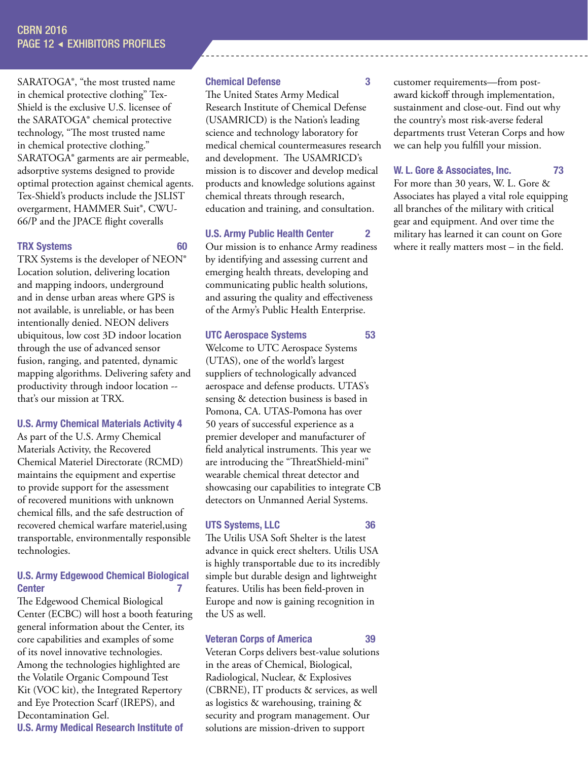SARATOGA®, "the most trusted name in chemical protective clothing" Tex-Shield is the exclusive U.S. licensee of the SARATOGA® chemical protective technology, "The most trusted name in chemical protective clothing." SARATOGA® garments are air permeable, adsorptive systems designed to provide optimal protection against chemical agents. Tex-Shield's products include the JSLIST overgarment, HAMMER Suit®, CWU-66/P and the JPACE flight coveralls

### TRX Systems 60

TRX Systems is the developer of NEON® Location solution, delivering location and mapping indoors, underground and in dense urban areas where GPS is not available, is unreliable, or has been intentionally denied. NEON delivers ubiquitous, low cost 3D indoor location through the use of advanced sensor fusion, ranging, and patented, dynamic mapping algorithms. Delivering safety and productivity through indoor location -- that's our mission at TRX.

### U.S. Army Chemical Materials Activity 4

As part of the U.S. Army Chemical Materials Activity, the Recovered Chemical Materiel Directorate (RCMD) maintains the equipment and expertise to provide support for the assessment of recovered munitions with unknown chemical fills, and the safe destruction of recovered chemical warfare materiel,using transportable, environmentally responsible technologies.

### U.S. Army Edgewood Chemical Biological Center 7

The Edgewood Chemical Biological Center (ECBC) will host a booth featuring general information about the Center, its core capabilities and examples of some of its novel innovative technologies. Among the technologies highlighted are the Volatile Organic Compound Test Kit (VOC kit), the Integrated Repertory and Eye Protection Scarf (IREPS), and Decontamination Gel.

### U.S. Army Medical Research Institute of Chemical Defense 3

The United States Army Medical Research Institute of Chemical Defense (USAMRICD) is the Nation's leading science and technology laboratory for medical chemical countermeasures research and development. The USAMRICD's mission is to discover and develop medical products and knowledge solutions against chemical threats through research, education and training, and consultation.

### U.S. Army Public Health Center 2

Our mission is to enhance Army readiness by identifying and assessing current and emerging health threats, developing and communicating public health solutions, and assuring the quality and effectiveness of the Army's Public Health Enterprise.

### UTC Aerospace Systems 53

Welcome to UTC Aerospace Systems (UTAS), one of the world's largest suppliers of technologically advanced aerospace and defense products. UTAS's sensing & detection business is based in Pomona, CA. UTAS-Pomona has over 50 years of successful experience as a premier developer and manufacturer of field analytical instruments. This year we are introducing the "ThreatShield-mini" wearable chemical threat detector and showcasing our capabilities to integrate CB detectors on Unmanned Aerial Systems.

### UTS Systems, LLC 36

The Utilis USA Soft Shelter is the latest advance in quick erect shelters. Utilis USA is highly transportable due to its incredibly simple but durable design and lightweight features. Utilis has been field-proven in Europe and now is gaining recognition in the US as well.

### Veteran Corps of America 39

Veteran Corps delivers best-value solutions in the areas of Chemical, Biological, Radiological, Nuclear, & Explosives (CBRNE), IT products & services, as well as logistics & warehousing, training & security and program management. Our solutions are mission-driven to support customer requirements—from post-award kickoff through implementation, sustainment and close-out. Find out why the country's most risk-averse federal departments trust Veteran Corps and how we can help you fulfill your mission.

### W. L. Gore & Associates, Inc. 73

For more than 30 years, W. L. Gore & Associates has played a vital role equipping all branches of the military with critical gear and equipment. And over time the military has learned it can count on Gore where it really matters most – in the field.